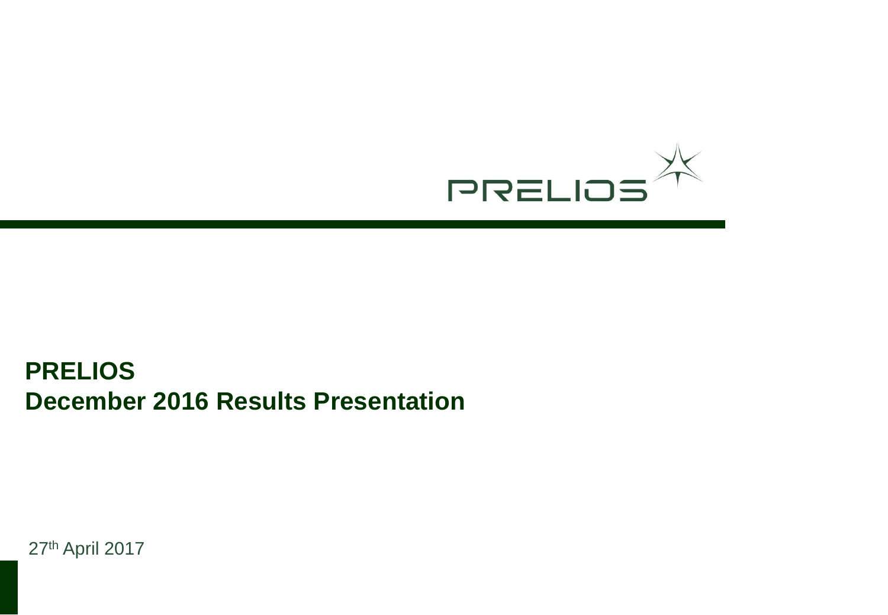# PRELIOS
# December 2016 Results Presentation

27th April 2017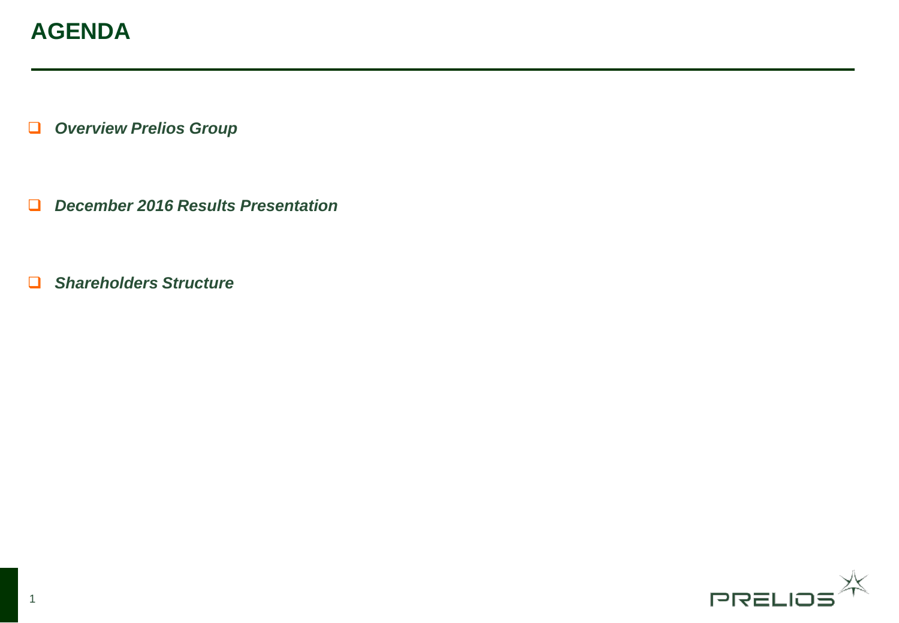# AGENDA

- ***Overview Prelios Group***
- ***December 2016 Results Presentation***
- ***Shareholders Structure***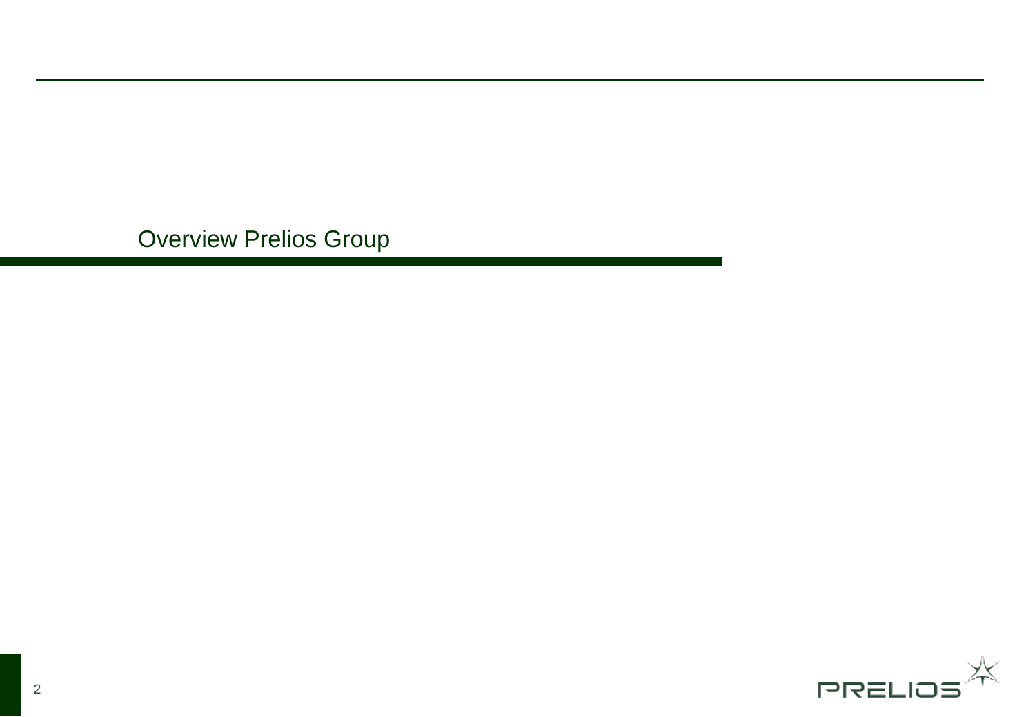# Overview Prelios Group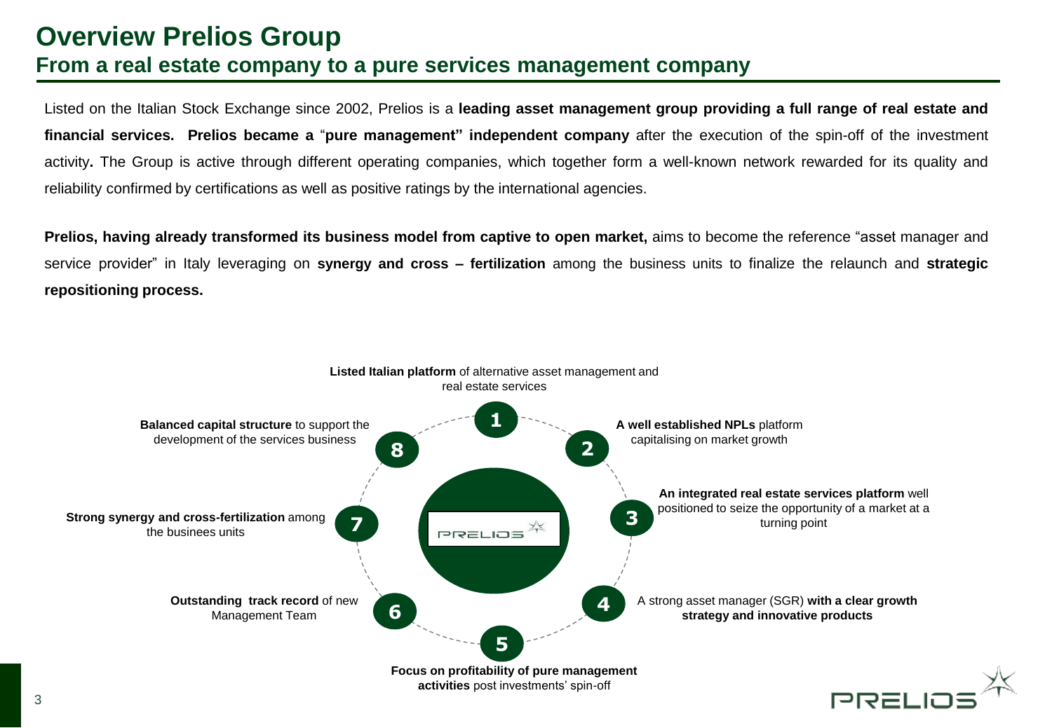# Overview Prelios Group

## From a real estate company to a pure services management company

Listed on the Italian Stock Exchange since 2002, Prelios is a **leading asset management group providing a full range of real estate and financial services. Prelios became a** "**pure management" independent company** after the execution of the spin-off of the investment activity**.** The Group is active through different operating companies, which together form a well-known network rewarded for its quality and reliability confirmed by certifications as well as positive ratings by the international agencies.

**Prelios, having already transformed its business model from captive to open market,** aims to become the reference "asset manager and service provider" in Italy leveraging on **synergy and cross – fertilization** among the business units to finalize the relaunch and **strategic repositioning process.**

1. **Listed Italian platform** of alternative asset management and real estate services
2. **A well established NPLs** platform capitalising on market growth
3. **An integrated real estate services platform** well positioned to seize the opportunity of a market at a turning point
4. A strong asset manager (SGR) **with a clear growth strategy and innovative products**
5. **Focus on profitability of pure management activities** post investments' spin-off
6. **Outstanding track record** of new Management Team
7. **Strong synergy and cross-fertilization** among the businees units
8. **Balanced capital structure** to support the development of the services business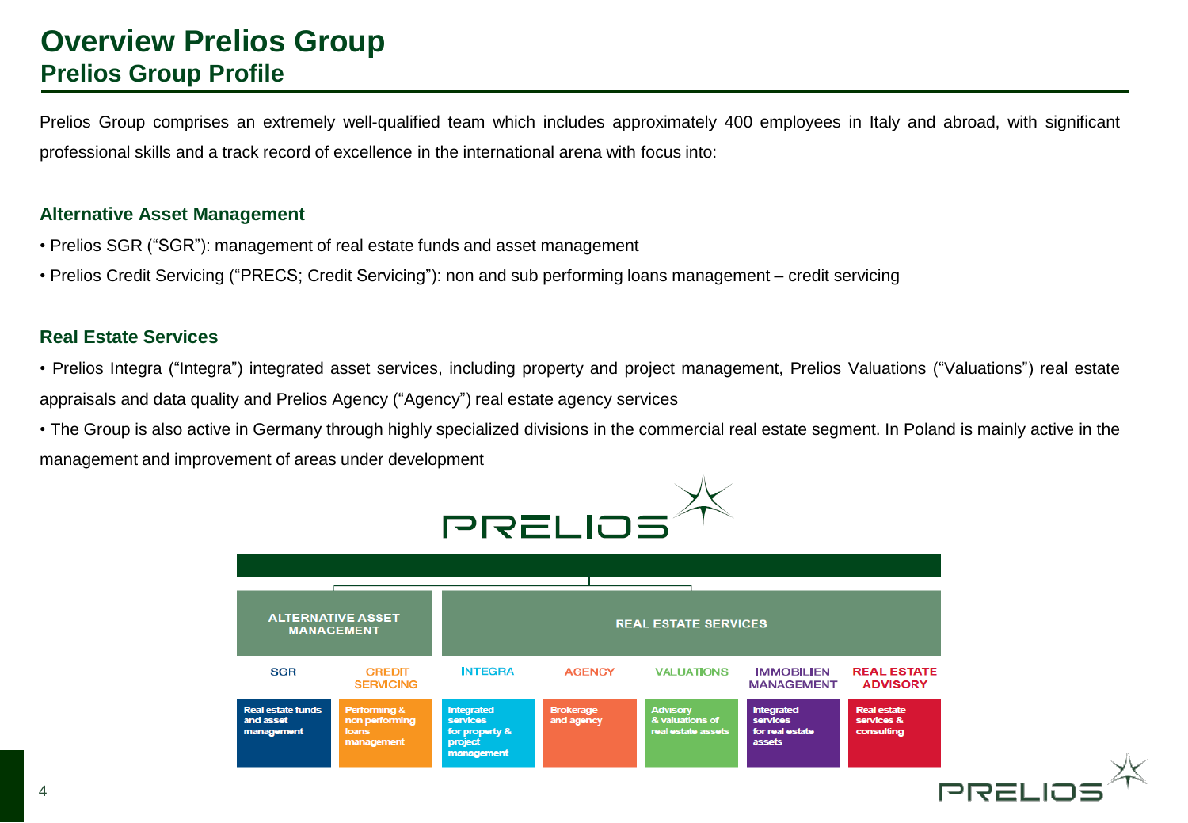# Overview Prelios Group

## Prelios Group Profile

Prelios Group comprises an extremely well-qualified team which includes approximately 400 employees in Italy and abroad, with significant professional skills and a track record of excellence in the international arena with focus into:

### Alternative Asset Management

- Prelios SGR ("SGR"): management of real estate funds and asset management
- Prelios Credit Servicing ("PRECS; Credit Servicing"): non and sub performing loans management – credit servicing

### Real Estate Services

- Prelios Integra ("Integra") integrated asset services, including property and project management, Prelios Valuations ("Valuations") real estate appraisals and data quality and Prelios Agency ("Agency") real estate agency services
- The Group is also active in Germany through highly specialized divisions in the commercial real estate segment. In Poland is mainly active in the management and improvement of areas under development

PRELIOS

| ALTERNATIVE ASSET MANAGEMENT | | REAL ESTATE SERVICES | | | | |
|---|---|---|---|---|---|---|
| SGR | CREDIT SERVICING | INTEGRA | AGENCY | VALUATIONS | IMMOBILIEN MANAGEMENT | REAL ESTATE ADVISORY |
| Real estate funds and asset management | Performing & non performing loans management | Integrated services for property & project management | Brokerage and agency | Advisory & valuations of real estate assets | Integrated services for real estate assets | Real estate services & consulting |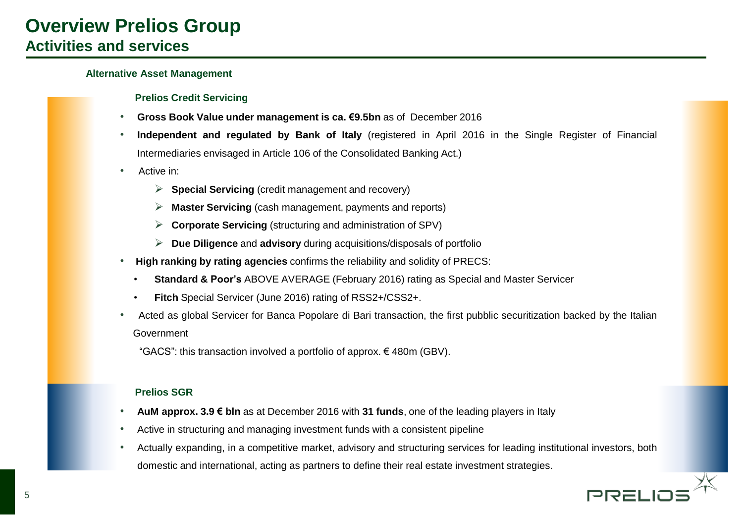# Overview Prelios Group
## Activities and services

### Alternative Asset Management

#### Prelios Credit Servicing

- **Gross Book Value under management is ca. €9.5bn** as of December 2016
- **Independent and regulated by Bank of Italy** (registered in April 2016 in the Single Register of Financial Intermediaries envisaged in Article 106 of the Consolidated Banking Act.)
- Active in:
  - **Special Servicing** (credit management and recovery)
  - **Master Servicing** (cash management, payments and reports)
  - **Corporate Servicing** (structuring and administration of SPV)
  - **Due Diligence** and **advisory** during acquisitions/disposals of portfolio
- **High ranking by rating agencies** confirms the reliability and solidity of PRECS:
  - **Standard & Poor's** ABOVE AVERAGE (February 2016) rating as Special and Master Servicer
  - **Fitch** Special Servicer (June 2016) rating of RSS2+/CSS2+.
- Acted as global Servicer for Banca Popolare di Bari transaction, the first pubblic securitization backed by the Italian Government

  "GACS": this transaction involved a portfolio of approx. € 480m (GBV).

#### Prelios SGR

- **AuM approx. 3.9 € bln** as at December 2016 with **31 funds**, one of the leading players in Italy
- Active in structuring and managing investment funds with a consistent pipeline
- Actually expanding, in a competitive market, advisory and structuring services for leading institutional investors, both domestic and international, acting as partners to define their real estate investment strategies.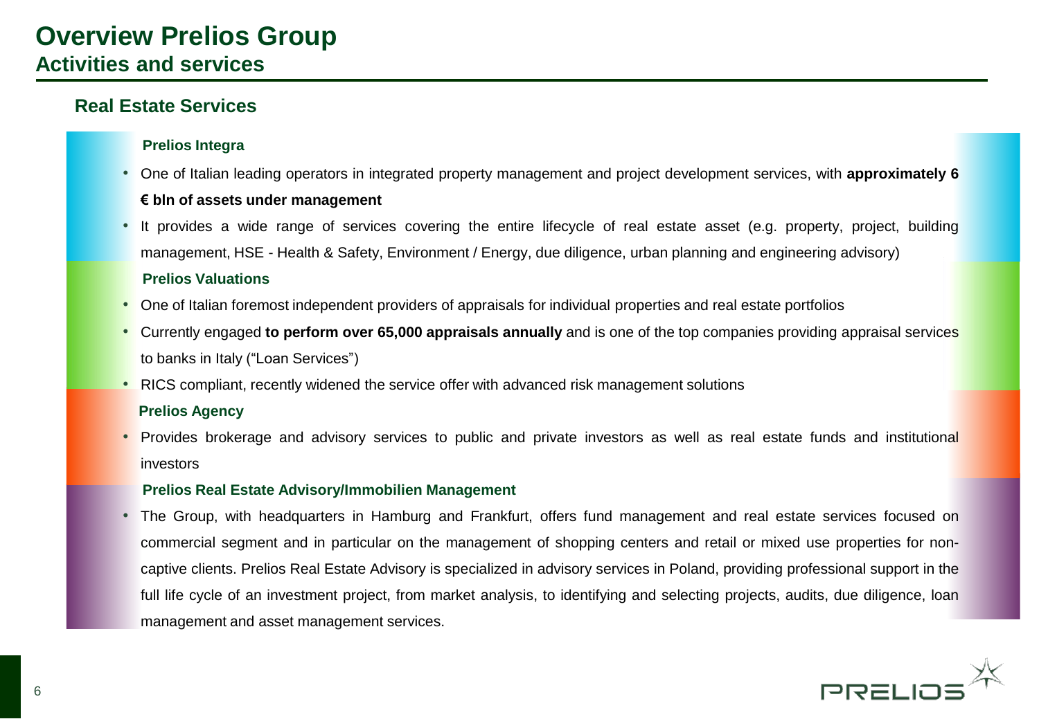# Overview Prelios Group

## Activities and services

### Real Estate Services

**Prelios Integra**

- One of Italian leading operators in integrated property management and project development services, with **approximately 6 € bln of assets under management**
- It provides a wide range of services covering the entire lifecycle of real estate asset (e.g. property, project, building management, HSE - Health & Safety, Environment / Energy, due diligence, urban planning and engineering advisory)

**Prelios Valuations**

- One of Italian foremost independent providers of appraisals for individual properties and real estate portfolios
- Currently engaged **to perform over 65,000 appraisals annually** and is one of the top companies providing appraisal services to banks in Italy ("Loan Services")
- RICS compliant, recently widened the service offer with advanced risk management solutions

**Prelios Agency**

- Provides brokerage and advisory services to public and private investors as well as real estate funds and institutional investors

**Prelios Real Estate Advisory/Immobilien Management**

- The Group, with headquarters in Hamburg and Frankfurt, offers fund management and real estate services focused on commercial segment and in particular on the management of shopping centers and retail or mixed use properties for non-captive clients. Prelios Real Estate Advisory is specialized in advisory services in Poland, providing professional support in the full life cycle of an investment project, from market analysis, to identifying and selecting projects, audits, due diligence, loan management and asset management services.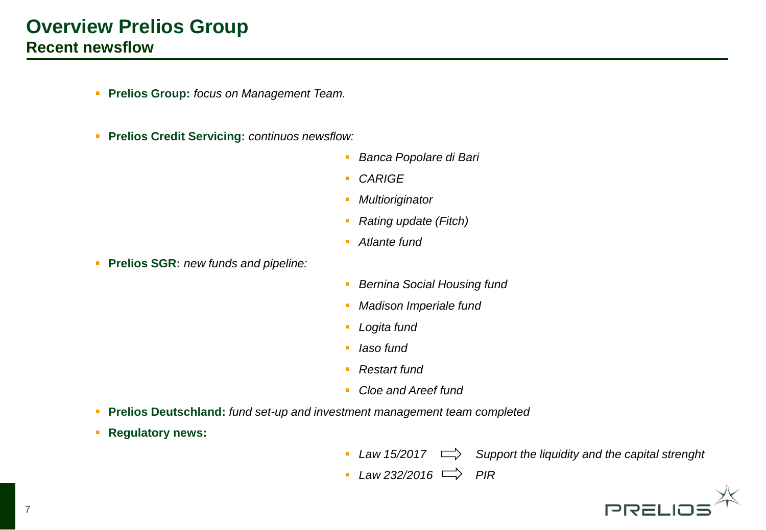# Overview Prelios Group

## Recent newsflow

- **Prelios Group:** *focus on Management Team.*
- **Prelios Credit Servicing:** *continuos newsflow:*
  - *Banca Popolare di Bari*
  - *CARIGE*
  - *Multioriginator*
  - *Rating update (Fitch)*
  - *Atlante fund*
- **Prelios SGR:** *new funds and pipeline:*
  - *Bernina Social Housing fund*
  - *Madison Imperiale fund*
  - *Logita fund*
  - *Iaso fund*
  - *Restart fund*
  - *Cloe and Areef fund*
- **Prelios Deutschland:** *fund set-up and investment management team completed*
- **Regulatory news:**
  - *Law 15/2017* ⇨ *Support the liquidity and the capital strenght*
  - *Law 232/2016* ⇨ *PIR*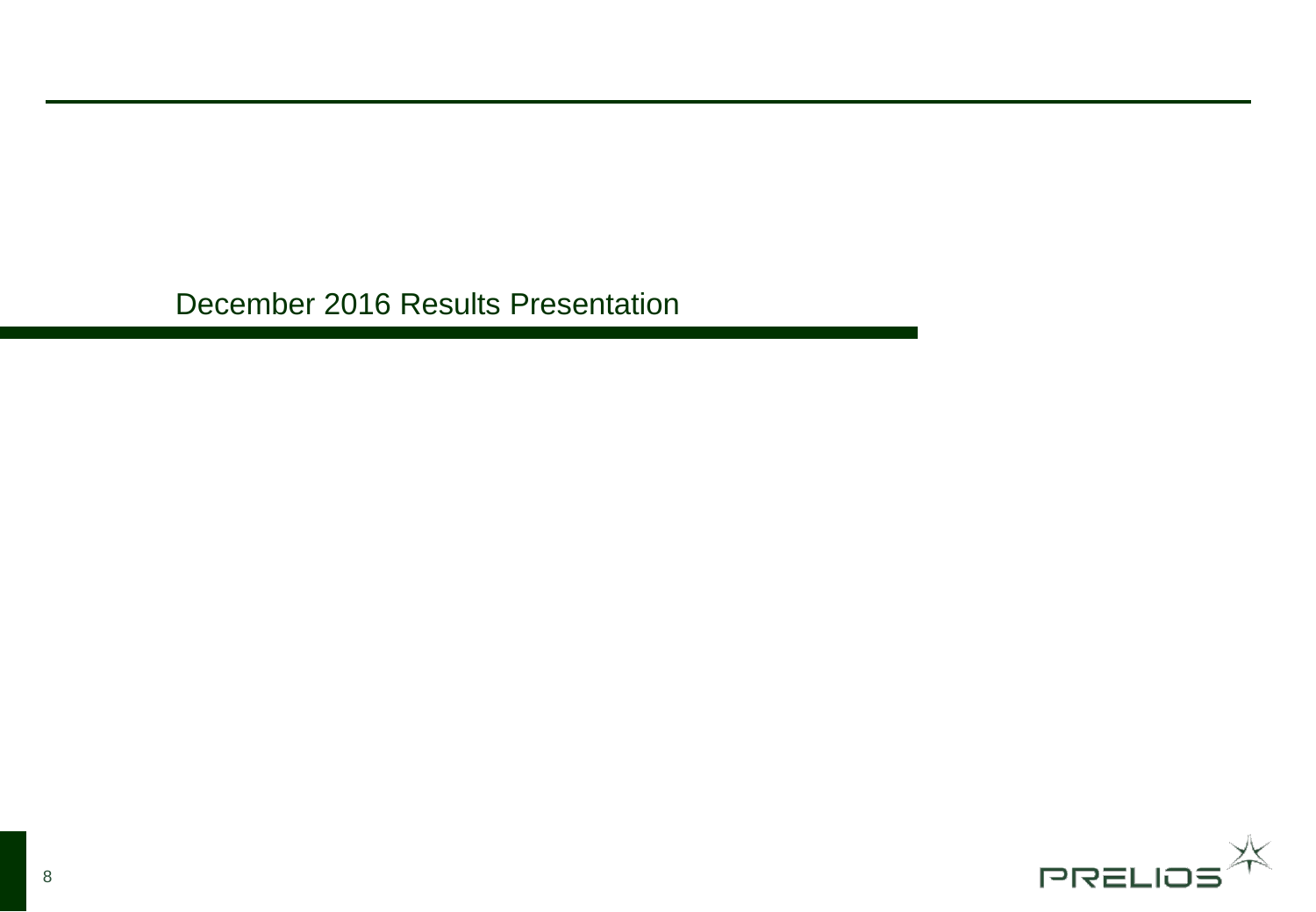December 2016 Results Presentation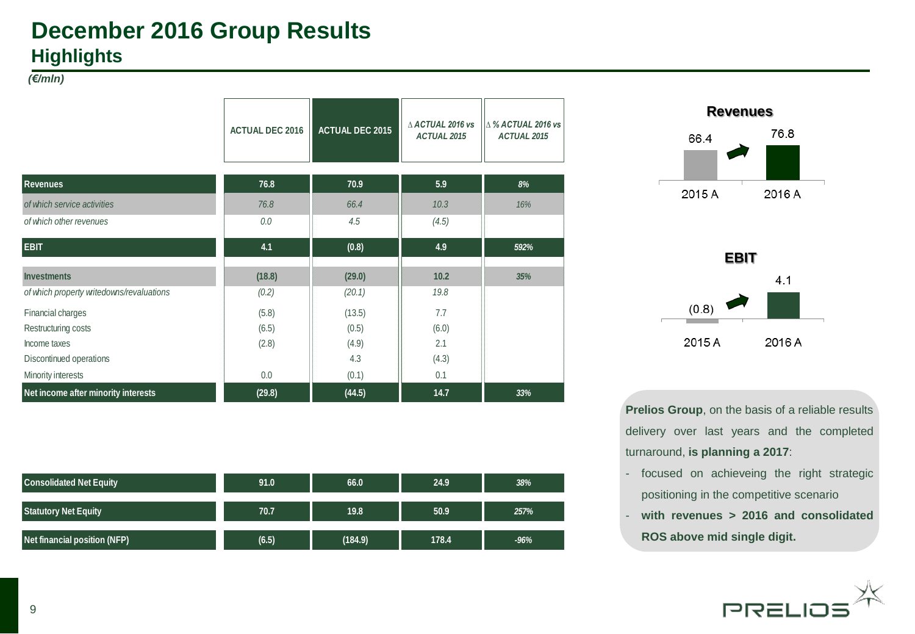# December 2016 Group Results
## Highlights

*(€/mln)*

| | ACTUAL DEC 2016 | ACTUAL DEC 2015 | Δ ACTUAL 2016 vs ACTUAL 2015 | Δ % ACTUAL 2016 vs ACTUAL 2015 |
|---|---|---|---|---|
| **Revenues** | **76.8** | **70.9** | **5.9** | ***8%*** |
| *of which service activities* | *76.8* | *66.4* | *10.3* | *16%* |
| *of which other revenues* | *0.0* | *4.5* | *(4.5)* | |
| **EBIT** | **4.1** | **(0.8)** | **4.9** | ***592%*** |
| **Investments** | **(18.8)** | **(29.0)** | **10.2** | ***35%*** |
| *of which property writedowns/revaluations* | *(0.2)* | *(20.1)* | *19.8* | |
| Financial charges | (5.8) | (13.5) | 7.7 | |
| Restructuring costs | (6.5) | (0.5) | (6.0) | |
| Income taxes | (2.8) | (4.9) | 2.1 | |
| Discontinued operations | | 4.3 | (4.3) | |
| Minority interests | 0.0 | (0.1) | 0.1 | |
| **Net income after minority interests** | **(29.8)** | **(44.5)** | **14.7** | ***33%*** |

| | ACTUAL DEC 2016 | ACTUAL DEC 2015 | Δ ACTUAL 2016 vs ACTUAL 2015 | Δ % ACTUAL 2016 vs ACTUAL 2015 |
|---|---|---|---|---|
| **Consolidated Net Equity** | **91.0** | **66.0** | **24.9** | ***38%*** |
| **Statutory Net Equity** | **70.7** | **19.8** | **50.9** | ***257%*** |
| **Net financial position (NFP)** | **(6.5)** | **(184.9)** | **178.4** | ***-96%*** |

**Revenues**

| 2015 A | 2016 A |
|---|---|
| 66.4 | 76.8 |

**EBIT**

| 2015 A | 2016 A |
|---|---|
| (0.8) | 4.1 |

**Prelios Group**, on the basis of a reliable results delivery over last years and the completed turnaround, **is planning a 2017**:

- focused on achieveing the right strategic positioning in the competitive scenario
- **with revenues > 2016 and consolidated ROS above mid single digit.**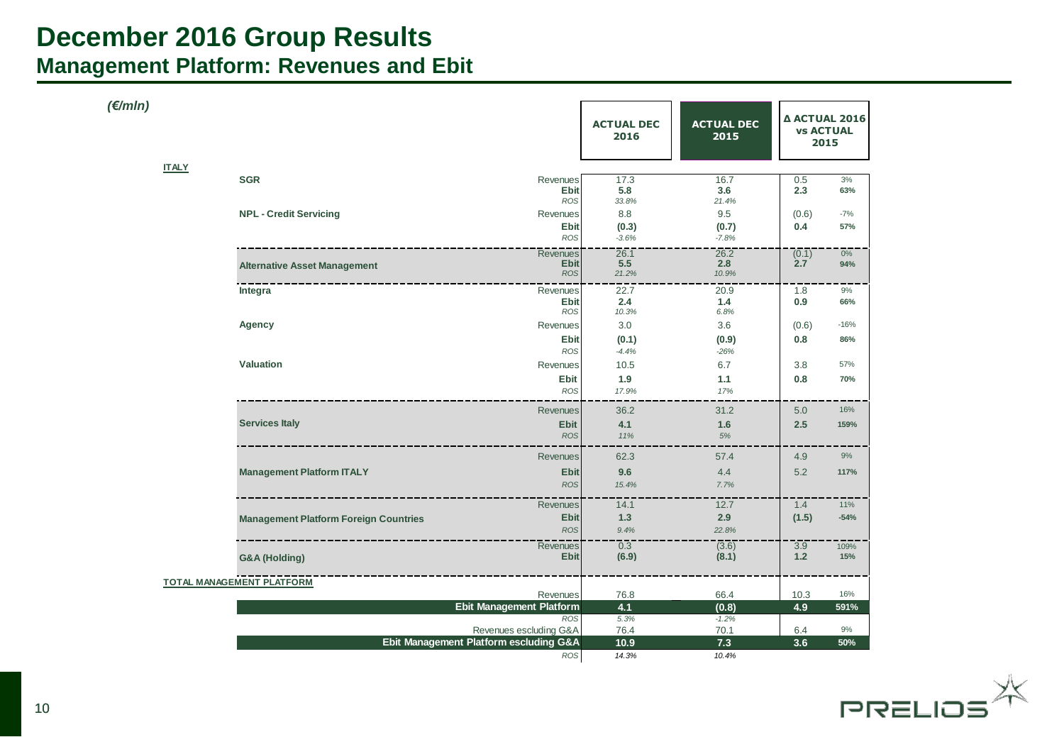# December 2016 Group Results

## Management Platform: Revenues and Ebit

*(€/mln)*

| | | | ACTUAL DEC 2016 | ACTUAL DEC 2015 | Δ ACTUAL 2016 vs ACTUAL 2015 | |
|---|---|---|---|---|---|---|
| **ITALY** | | | | | | |
| | **SGR** | Revenues | 17.3 | 16.7 | 0.5 | 3% |
| | | **Ebit** | **5.8** | **3.6** | **2.3** | **63%** |
| | | *ROS* | *33.8%* | *21.4%* | | |
| | **NPL - Credit Servicing** | Revenues | 8.8 | 9.5 | (0.6) | -7% |
| | | **Ebit** | **(0.3)** | **(0.7)** | **0.4** | **57%** |
| | | *ROS* | *-3.6%* | *-7.8%* | | |
| | **Alternative Asset Management** | Revenues | 26.1 | 26.2 | (0.1) | 0% |
| | | **Ebit** | **5.5** | **2.8** | **2.7** | **94%** |
| | | *ROS* | *21.2%* | *10.9%* | | |
| | **Integra** | Revenues | 22.7 | 20.9 | 1.8 | 9% |
| | | **Ebit** | **2.4** | **1.4** | **0.9** | **66%** |
| | | *ROS* | *10.3%* | *6.8%* | | |
| | **Agency** | Revenues | 3.0 | 3.6 | (0.6) | -16% |
| | | **Ebit** | **(0.1)** | **(0.9)** | **0.8** | **86%** |
| | | *ROS* | *-4.4%* | *-26%* | | |
| | **Valuation** | Revenues | 10.5 | 6.7 | 3.8 | 57% |
| | | **Ebit** | **1.9** | **1.1** | **0.8** | **70%** |
| | | *ROS* | *17.9%* | *17%* | | |
| | **Services Italy** | Revenues | 36.2 | 31.2 | 5.0 | 16% |
| | | **Ebit** | **4.1** | **1.6** | **2.5** | **159%** |
| | | *ROS* | *11%* | *5%* | | |
| | **Management Platform ITALY** | Revenues | 62.3 | 57.4 | 4.9 | 9% |
| | | **Ebit** | **9.6** | 4.4 | 5.2 | **117%** |
| | | *ROS* | *15.4%* | *7.7%* | | |
| | **Management Platform Foreign Countries** | Revenues | 14.1 | 12.7 | 1.4 | 11% |
| | | **Ebit** | **1.3** | **2.9** | **(1.5)** | **-54%** |
| | | *ROS* | *9.4%* | *22.8%* | | |
| | **G&A (Holding)** | Revenues | 0.3 | (3.6) | 3.9 | 109% |
| | | **Ebit** | **(6.9)** | **(8.1)** | **1.2** | **15%** |
| **TOTAL MANAGEMENT PLATFORM** | | | | | | |
| | | Revenues | 76.8 | 66.4 | 10.3 | 16% |
| | | **Ebit Management Platform** | **4.1** | **(0.8)** | **4.9** | **591%** |
| | | *ROS* | *5.3%* | *-1.2%* | | |
| | | Revenues escluding G&A | 76.4 | 70.1 | 6.4 | 9% |
| | | **Ebit Management Platform escluding G&A** | **10.9** | **7.3** | **3.6** | **50%** |
| | | *ROS* | *14.3%* | *10.4%* | | |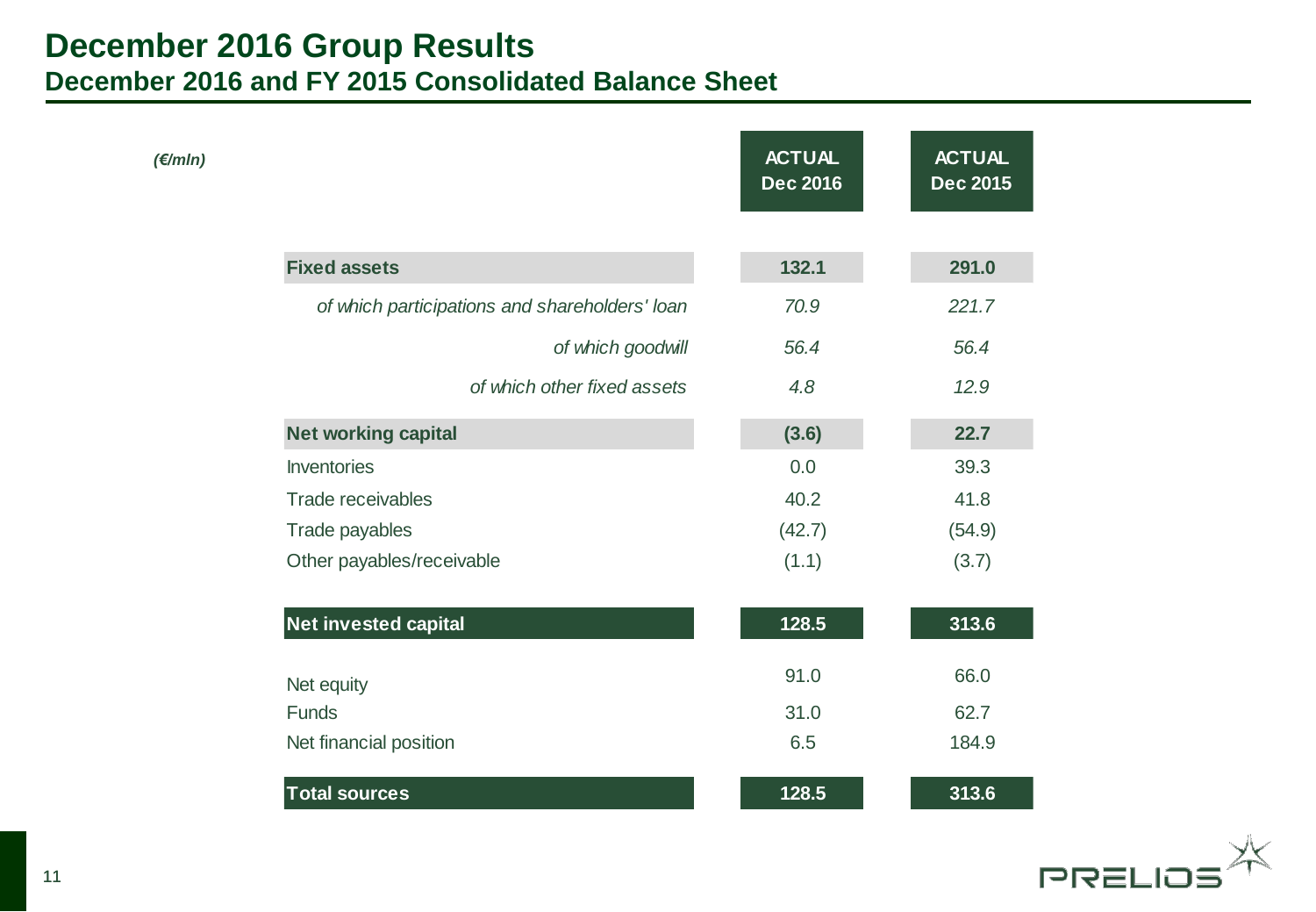# December 2016 Group Results

## December 2016 and FY 2015 Consolidated Balance Sheet

| *(€/mln)* | ACTUAL Dec 2016 | ACTUAL Dec 2015 |
|---|---|---|
| **Fixed assets** | **132.1** | **291.0** |
| *of which participations and shareholders' loan* | *70.9* | *221.7* |
| *of which goodwill* | *56.4* | *56.4* |
| *of which other fixed assets* | *4.8* | *12.9* |
| **Net working capital** | **(3.6)** | **22.7** |
| Inventories | 0.0 | 39.3 |
| Trade receivables | 40.2 | 41.8 |
| Trade payables | (42.7) | (54.9) |
| Other payables/receivable | (1.1) | (3.7) |
| **Net invested capital** | **128.5** | **313.6** |
| Net equity | 91.0 | 66.0 |
| Funds | 31.0 | 62.7 |
| Net financial position | 6.5 | 184.9 |
| **Total sources** | **128.5** | **313.6** |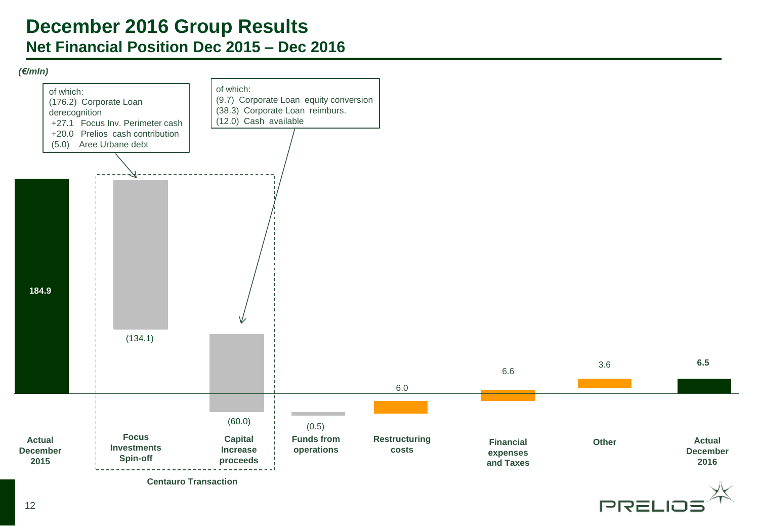# December 2016 Group Results

## Net Financial Position Dec 2015 – Dec 2016

*(€/mln)*

| Item | Value |
|---|---|
| Actual December 2015 | 184.9 |
| Focus Investments Spin-off | (134.1) |
| Capital Increase proceeds | (60.0) |
| Funds from operations | (0.5) |
| Restructuring costs | 6.0 |
| Financial expenses and Taxes | 6.6 |
| Other | 3.6 |
| Actual December 2016 | 6.5 |

**Centauro Transaction** (Focus Investments Spin-off and Capital Increase proceeds)

Focus Investments Spin-off, of which:
- (176.2) Corporate Loan derecognition
- +27.1 Focus Inv. Perimeter cash
- +20.0 Prelios cash contribution
- (5.0) Aree Urbane debt

Capital Increase proceeds, of which:
- (9.7) Corporate Loan equity conversion
- (38.3) Corporate Loan reimburs.
- (12.0) Cash available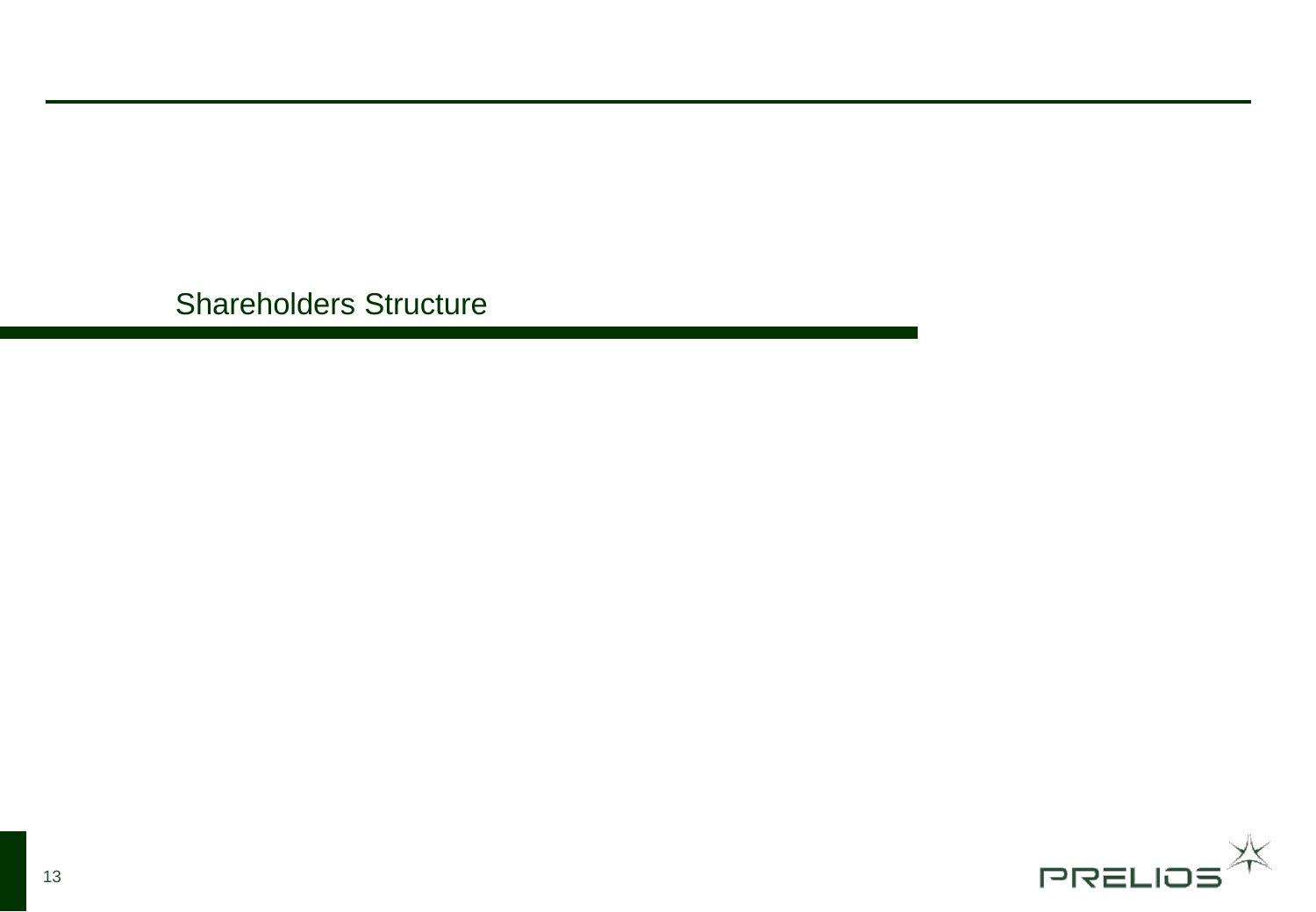# Shareholders Structure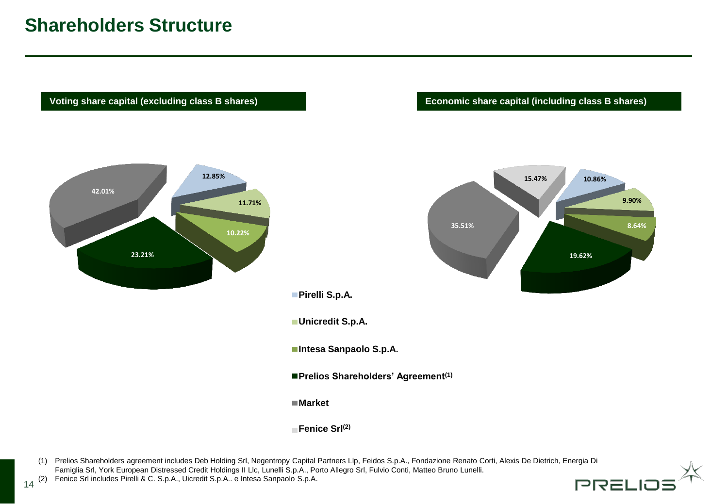# Shareholders Structure

| Shareholder | Voting share capital (excluding class B shares) | Economic share capital (including class B shares) |
|---|---|---|
| Pirelli S.p.A. | 12.85% | 10.86% |
| Unicredit S.p.A. | 11.71% | 9.90% |
| Intesa Sanpaolo S.p.A. | 10.22% | 8.64% |
| Prelios Shareholders' Agreement[(1)] | 23.21% | 19.62% |
| Market | 42.01% | 35.51% |
| Fenice Srl[(2)] | | 15.47% |

(1) Prelios Shareholders agreement includes Deb Holding Srl, Negentropy Capital Partners Llp, Feidos S.p.A., Fondazione Renato Corti, Alexis De Dietrich, Energia Di Famiglia Srl, York European Distressed Credit Holdings II Llc, Lunelli S.p.A., Porto Allegro Srl, Fulvio Conti, Matteo Bruno Lunelli.

(2) Fenice Srl includes Pirelli & C. S.p.A., Uicredit S.p.A.. e Intesa Sanpaolo S.p.A.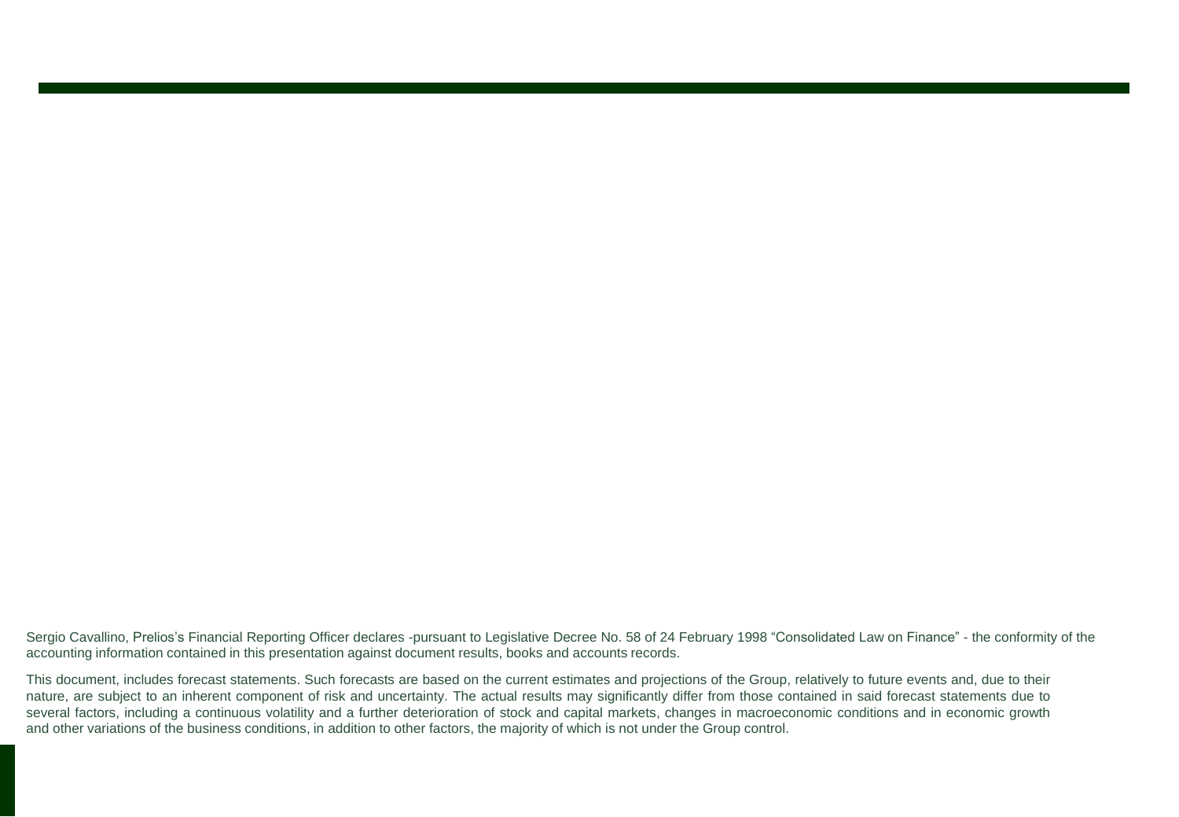Sergio Cavallino, Prelios's Financial Reporting Officer declares -pursuant to Legislative Decree No. 58 of 24 February 1998 "Consolidated Law on Finance" - the conformity of the accounting information contained in this presentation against document results, books and accounts records.

This document, includes forecast statements. Such forecasts are based on the current estimates and projections of the Group, relatively to future events and, due to their nature, are subject to an inherent component of risk and uncertainty. The actual results may significantly differ from those contained in said forecast statements due to several factors, including a continuous volatility and a further deterioration of stock and capital markets, changes in macroeconomic conditions and in economic growth and other variations of the business conditions, in addition to other factors, the majority of which is not under the Group control.